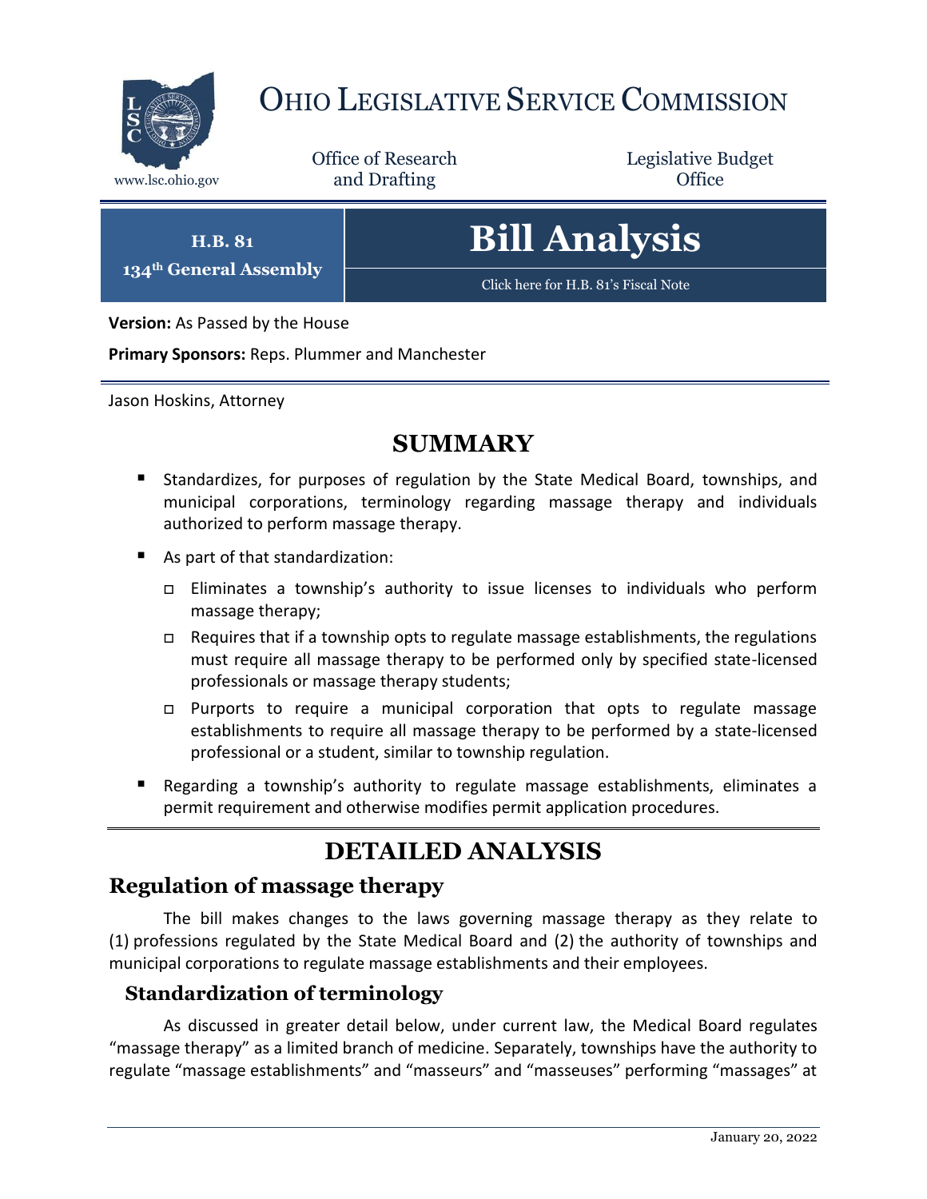# OHIO LEGISLATIVE SERVICE COMMISSION

www.lsc.ohio.gov

Office of Research and Drafting

Legislative Budget Office

**H.B. 81**
**134th General Assembly**

# Bill Analysis

Click here for H.B. 81's Fiscal Note

**Version:** As Passed by the House

**Primary Sponsors:** Reps. Plummer and Manchester

Jason Hoskins, Attorney

## SUMMARY

- Standardizes, for purposes of regulation by the State Medical Board, townships, and municipal corporations, terminology regarding massage therapy and individuals authorized to perform massage therapy.
- As part of that standardization:
  - Eliminates a township's authority to issue licenses to individuals who perform massage therapy;
  - Requires that if a township opts to regulate massage establishments, the regulations must require all massage therapy to be performed only by specified state-licensed professionals or massage therapy students;
  - Purports to require a municipal corporation that opts to regulate massage establishments to require all massage therapy to be performed by a state-licensed professional or a student, similar to township regulation.
- Regarding a township's authority to regulate massage establishments, eliminates a permit requirement and otherwise modifies permit application procedures.

## DETAILED ANALYSIS

### Regulation of massage therapy

The bill makes changes to the laws governing massage therapy as they relate to (1) professions regulated by the State Medical Board and (2) the authority of townships and municipal corporations to regulate massage establishments and their employees.

#### Standardization of terminology

As discussed in greater detail below, under current law, the Medical Board regulates "massage therapy" as a limited branch of medicine. Separately, townships have the authority to regulate "massage establishments" and "masseurs" and "masseuses" performing "massages" at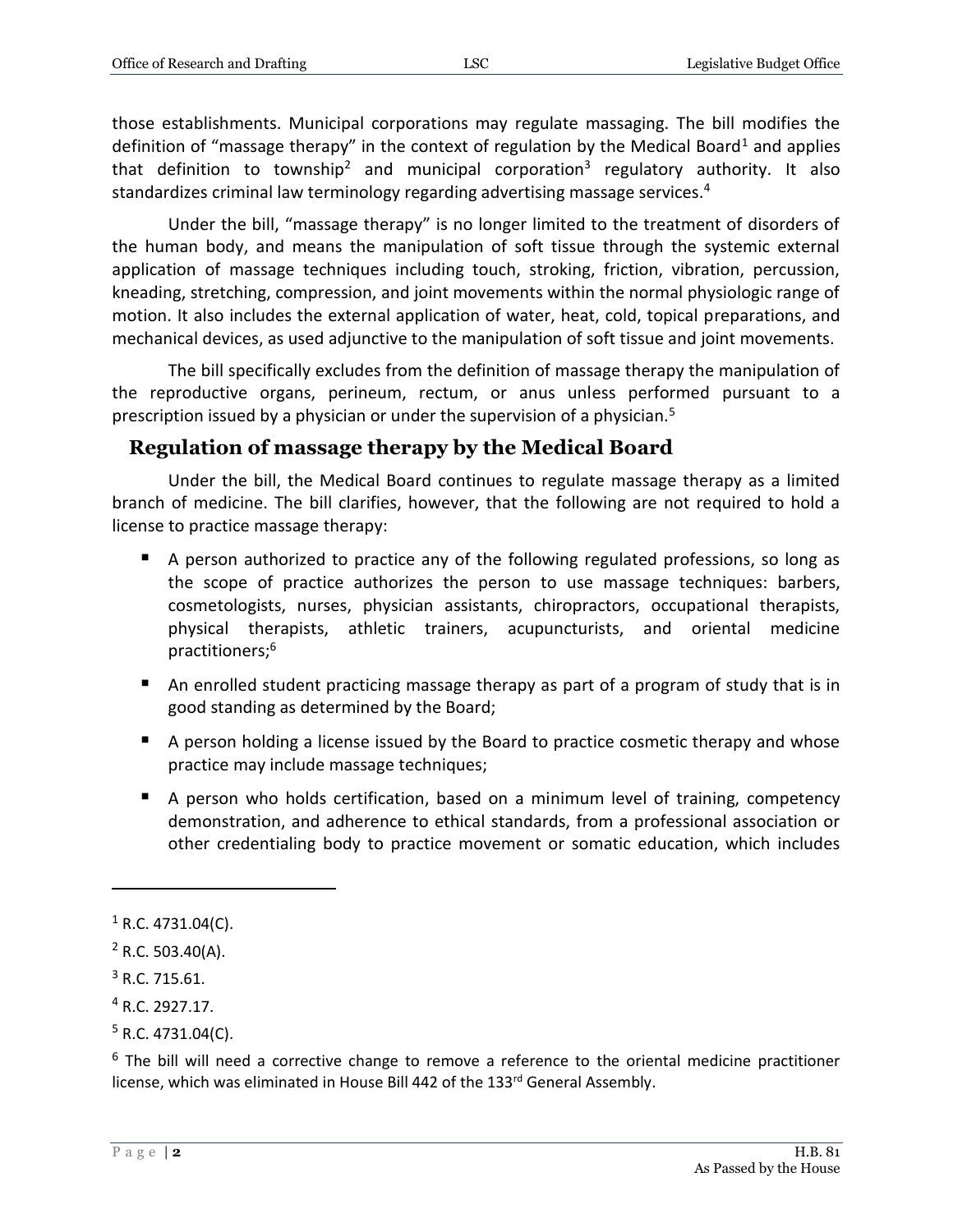those establishments. Municipal corporations may regulate massaging. The bill modifies the definition of "massage therapy" in the context of regulation by the Medical Board[1] and applies that definition to township[2] and municipal corporation[3] regulatory authority. It also standardizes criminal law terminology regarding advertising massage services.[4]

Under the bill, "massage therapy" is no longer limited to the treatment of disorders of the human body, and means the manipulation of soft tissue through the systemic external application of massage techniques including touch, stroking, friction, vibration, percussion, kneading, stretching, compression, and joint movements within the normal physiologic range of motion. It also includes the external application of water, heat, cold, topical preparations, and mechanical devices, as used adjunctive to the manipulation of soft tissue and joint movements.

The bill specifically excludes from the definition of massage therapy the manipulation of the reproductive organs, perineum, rectum, or anus unless performed pursuant to a prescription issued by a physician or under the supervision of a physician.[5]

## Regulation of massage therapy by the Medical Board

Under the bill, the Medical Board continues to regulate massage therapy as a limited branch of medicine. The bill clarifies, however, that the following are not required to hold a license to practice massage therapy:

- A person authorized to practice any of the following regulated professions, so long as the scope of practice authorizes the person to use massage techniques: barbers, cosmetologists, nurses, physician assistants, chiropractors, occupational therapists, physical therapists, athletic trainers, acupuncturists, and oriental medicine practitioners;[6]
- An enrolled student practicing massage therapy as part of a program of study that is in good standing as determined by the Board;
- A person holding a license issued by the Board to practice cosmetic therapy and whose practice may include massage techniques;
- A person who holds certification, based on a minimum level of training, competency demonstration, and adherence to ethical standards, from a professional association or other credentialing body to practice movement or somatic education, which includes

---

[1] R.C. 4731.04(C).

[2] R.C. 503.40(A).

[3] R.C. 715.61.

[4] R.C. 2927.17.

[5] R.C. 4731.04(C).

[6] The bill will need a corrective change to remove a reference to the oriental medicine practitioner license, which was eliminated in House Bill 442 of the 133rd General Assembly.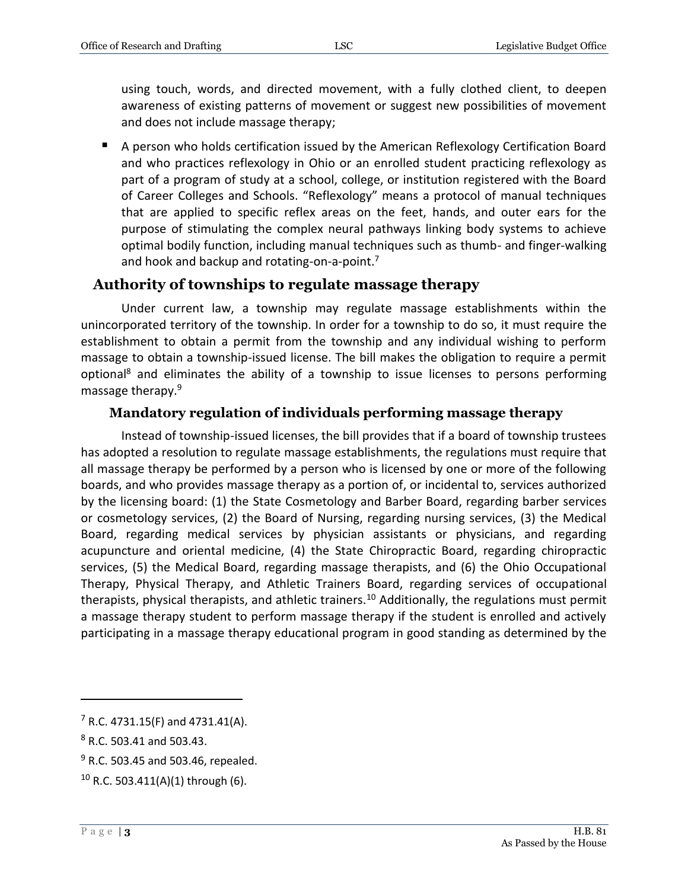using touch, words, and directed movement, with a fully clothed client, to deepen awareness of existing patterns of movement or suggest new possibilities of movement and does not include massage therapy;

- A person who holds certification issued by the American Reflexology Certification Board and who practices reflexology in Ohio or an enrolled student practicing reflexology as part of a program of study at a school, college, or institution registered with the Board of Career Colleges and Schools. "Reflexology" means a protocol of manual techniques that are applied to specific reflex areas on the feet, hands, and outer ears for the purpose of stimulating the complex neural pathways linking body systems to achieve optimal bodily function, including manual techniques such as thumb- and finger-walking and hook and backup and rotating-on-a-point.[7]

## Authority of townships to regulate massage therapy

Under current law, a township may regulate massage establishments within the unincorporated territory of the township. In order for a township to do so, it must require the establishment to obtain a permit from the township and any individual wishing to perform massage to obtain a township-issued license. The bill makes the obligation to require a permit optional[8] and eliminates the ability of a township to issue licenses to persons performing massage therapy.[9]

### Mandatory regulation of individuals performing massage therapy

Instead of township-issued licenses, the bill provides that if a board of township trustees has adopted a resolution to regulate massage establishments, the regulations must require that all massage therapy be performed by a person who is licensed by one or more of the following boards, and who provides massage therapy as a portion of, or incidental to, services authorized by the licensing board: (1) the State Cosmetology and Barber Board, regarding barber services or cosmetology services, (2) the Board of Nursing, regarding nursing services, (3) the Medical Board, regarding medical services by physician assistants or physicians, and regarding acupuncture and oriental medicine, (4) the State Chiropractic Board, regarding chiropractic services, (5) the Medical Board, regarding massage therapists, and (6) the Ohio Occupational Therapy, Physical Therapy, and Athletic Trainers Board, regarding services of occupational therapists, physical therapists, and athletic trainers.[10] Additionally, the regulations must permit a massage therapy student to perform massage therapy if the student is enrolled and actively participating in a massage therapy educational program in good standing as determined by the

---

[7] R.C. 4731.15(F) and 4731.41(A).

[8] R.C. 503.41 and 503.43.

[9] R.C. 503.45 and 503.46, repealed.

[10] R.C. 503.411(A)(1) through (6).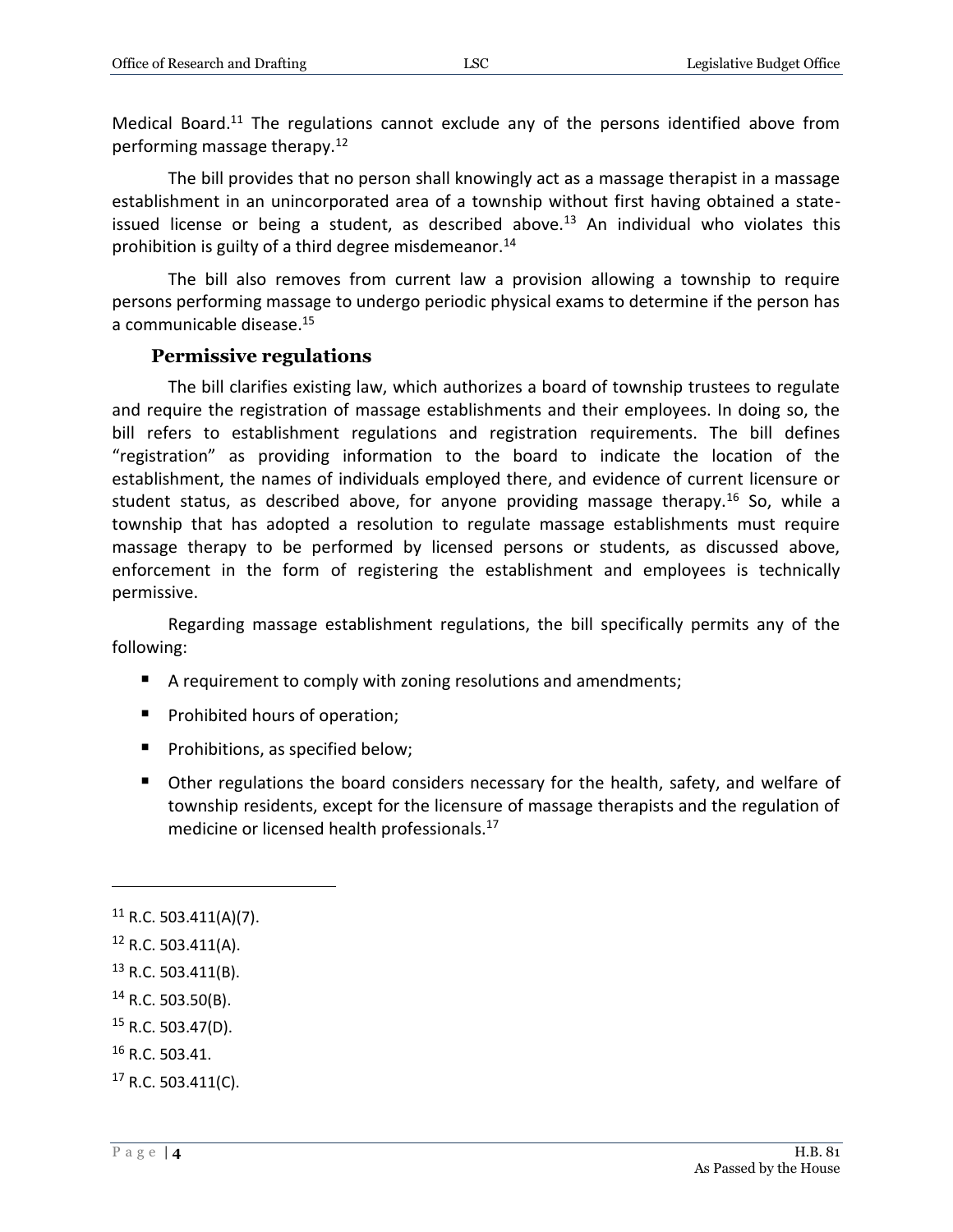Medical Board.[11] The regulations cannot exclude any of the persons identified above from performing massage therapy.[12]

The bill provides that no person shall knowingly act as a massage therapist in a massage establishment in an unincorporated area of a township without first having obtained a state-issued license or being a student, as described above.[13] An individual who violates this prohibition is guilty of a third degree misdemeanor.[14]

The bill also removes from current law a provision allowing a township to require persons performing massage to undergo periodic physical exams to determine if the person has a communicable disease.[15]

### Permissive regulations

The bill clarifies existing law, which authorizes a board of township trustees to regulate and require the registration of massage establishments and their employees. In doing so, the bill refers to establishment regulations and registration requirements. The bill defines "registration" as providing information to the board to indicate the location of the establishment, the names of individuals employed there, and evidence of current licensure or student status, as described above, for anyone providing massage therapy.[16] So, while a township that has adopted a resolution to regulate massage establishments must require massage therapy to be performed by licensed persons or students, as discussed above, enforcement in the form of registering the establishment and employees is technically permissive.

Regarding massage establishment regulations, the bill specifically permits any of the following:

- A requirement to comply with zoning resolutions and amendments;
- Prohibited hours of operation;
- Prohibitions, as specified below;
- Other regulations the board considers necessary for the health, safety, and welfare of township residents, except for the licensure of massage therapists and the regulation of medicine or licensed health professionals.[17]

---

[11] R.C. 503.411(A)(7).

[12] R.C. 503.411(A).

[13] R.C. 503.411(B).

[14] R.C. 503.50(B).

[15] R.C. 503.47(D).

[16] R.C. 503.41.

[17] R.C. 503.411(C).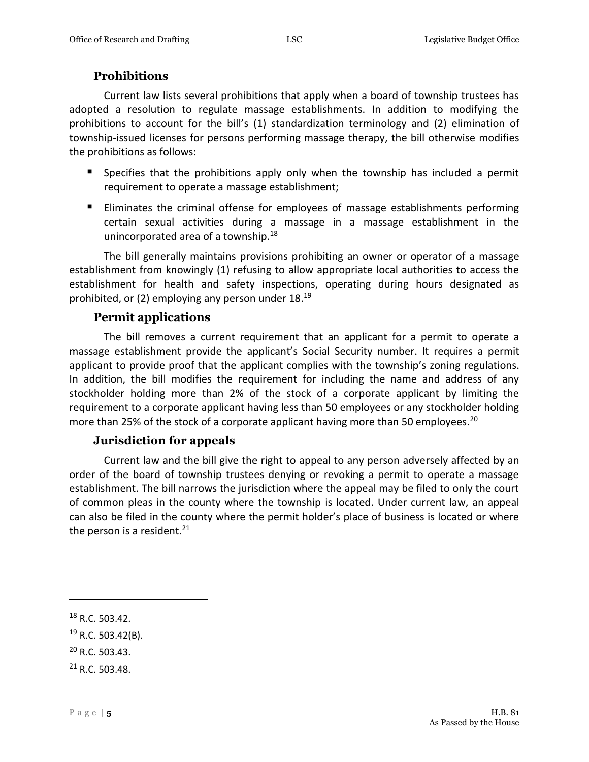### Prohibitions

Current law lists several prohibitions that apply when a board of township trustees has adopted a resolution to regulate massage establishments. In addition to modifying the prohibitions to account for the bill's (1) standardization terminology and (2) elimination of township-issued licenses for persons performing massage therapy, the bill otherwise modifies the prohibitions as follows:

- Specifies that the prohibitions apply only when the township has included a permit requirement to operate a massage establishment;
- Eliminates the criminal offense for employees of massage establishments performing certain sexual activities during a massage in a massage establishment in the unincorporated area of a township.[18]

The bill generally maintains provisions prohibiting an owner or operator of a massage establishment from knowingly (1) refusing to allow appropriate local authorities to access the establishment for health and safety inspections, operating during hours designated as prohibited, or (2) employing any person under 18.[19]

### Permit applications

The bill removes a current requirement that an applicant for a permit to operate a massage establishment provide the applicant's Social Security number. It requires a permit applicant to provide proof that the applicant complies with the township's zoning regulations. In addition, the bill modifies the requirement for including the name and address of any stockholder holding more than 2% of the stock of a corporate applicant by limiting the requirement to a corporate applicant having less than 50 employees or any stockholder holding more than 25% of the stock of a corporate applicant having more than 50 employees.[20]

### Jurisdiction for appeals

Current law and the bill give the right to appeal to any person adversely affected by an order of the board of township trustees denying or revoking a permit to operate a massage establishment. The bill narrows the jurisdiction where the appeal may be filed to only the court of common pleas in the county where the township is located. Under current law, an appeal can also be filed in the county where the permit holder's place of business is located or where the person is a resident.[21]

---

[18] R.C. 503.42.

[19] R.C. 503.42(B).

[20] R.C. 503.43.

[21] R.C. 503.48.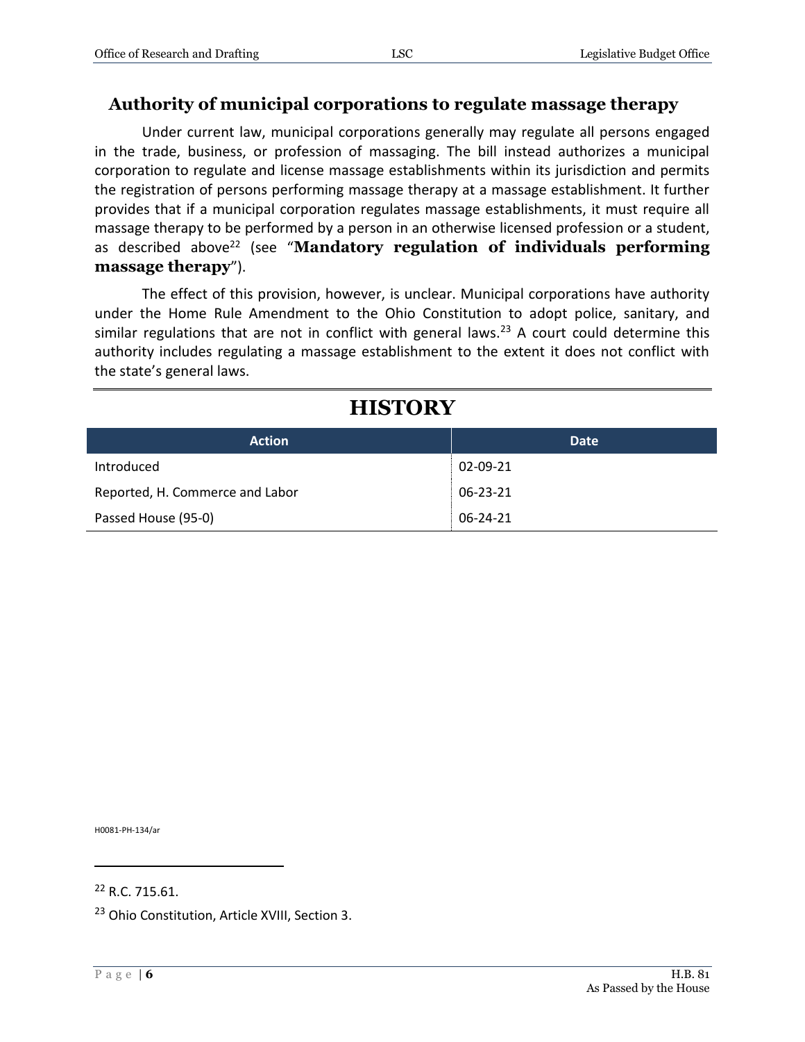### Authority of municipal corporations to regulate massage therapy

Under current law, municipal corporations generally may regulate all persons engaged in the trade, business, or profession of massaging. The bill instead authorizes a municipal corporation to regulate and license massage establishments within its jurisdiction and permits the registration of persons performing massage therapy at a massage establishment. It further provides that if a municipal corporation regulates massage establishments, it must require all massage therapy to be performed by a person in an otherwise licensed profession or a student, as described above[22] (see "**Mandatory regulation of individuals performing massage therapy**").

The effect of this provision, however, is unclear. Municipal corporations have authority under the Home Rule Amendment to the Ohio Constitution to adopt police, sanitary, and similar regulations that are not in conflict with general laws.[23] A court could determine this authority includes regulating a massage establishment to the extent it does not conflict with the state's general laws.

## HISTORY

| Action | Date |
|---|---|
| Introduced | 02-09-21 |
| Reported, H. Commerce and Labor | 06-23-21 |
| Passed House (95-0) | 06-24-21 |

H0081-PH-134/ar

[22] R.C. 715.61.

[23] Ohio Constitution, Article XVIII, Section 3.